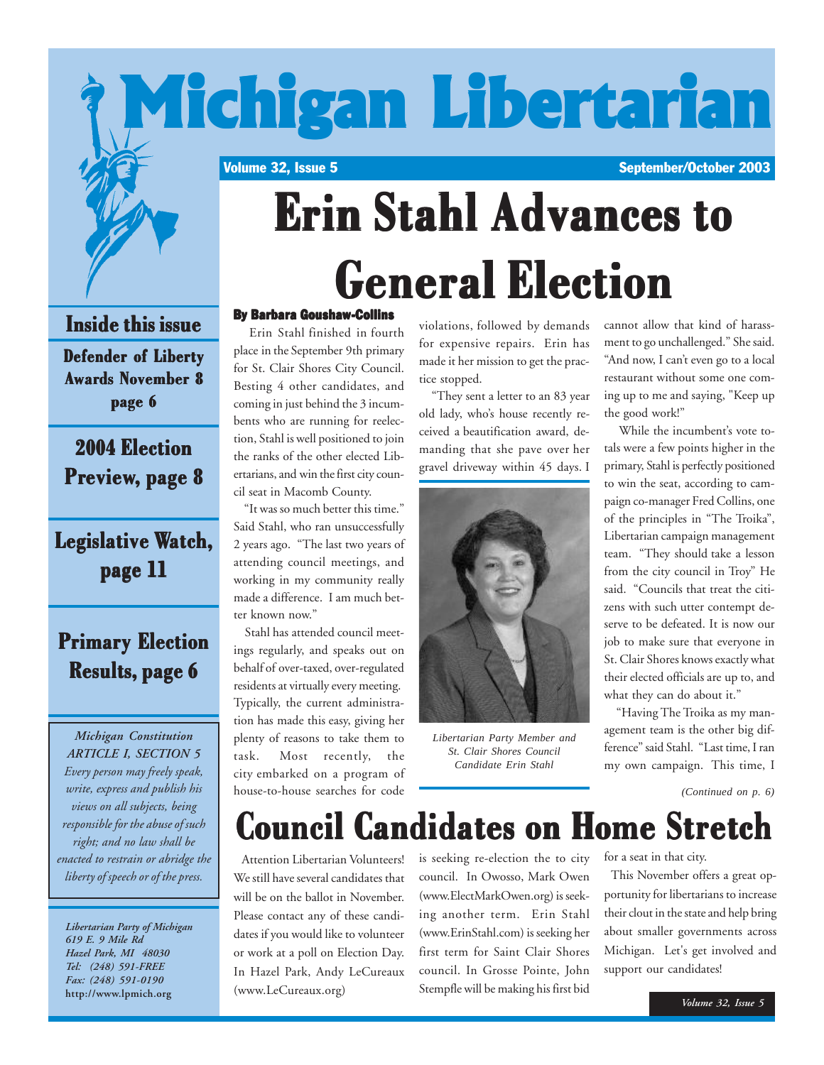# Michigan Libertarian

Volume 32, Issue 5 — September/October 2003

# Erin Stahl Advances to General Election

**By Barbara Goushaw-Collins**

Erin Stahl finished in fourth place in the September 9th primary for St. Clair Shores City Council. Besting 4 other candidates, and coming in just behind the 3 incumbents who are running for reelection, Stahl is well positioned to join the ranks of the other elected Libertarians, and win the first city council seat in Macomb County.

"It was so much better this time." Said Stahl, who ran unsuccessfully 2 years ago. "The last two years of attending council meetings, and working in my community really made a difference. I am much better known now."

Stahl has attended council meetings regularly, and speaks out on behalf of over-taxed, over-regulated residents at virtually every meeting. Typically, the current administration has made this easy, giving her plenty of reasons to take them to task. Most recently, the city embarked on a program of house-to-house searches for code violations, followed by demands for expensive repairs. Erin has made it her mission to get the practice stopped.

"They sent a letter to an 83 year old lady, who's house recently received a beautification award, demanding that she pave over her gravel driveway within 45 days. I cannot allow that kind of harassment to go unchallenged." She said. "And now, I can't even go to a local restaurant without some one coming up to me and saying, "Keep up the good work!"

*Libertarian Party Member and St. Clair Shores Council Candidate Erin Stahl*

While the incumbent's vote totals were a few points higher in the primary, Stahl is perfectly positioned to win the seat, according to campaign co-manager Fred Collins, one of the principles in "The Troika", Libertarian campaign management team. "They should take a lesson from the city council in Troy" He said. "Councils that treat the citizens with such utter contempt deserve to be defeated. It is now our job to make sure that everyone in St. Clair Shores knows exactly what their elected officials are up to, and what they can do about it."

"Having The Troika as my management team is the other big difference" said Stahl. "Last time, I ran my own campaign. This time, I

*(Continued on p. 6)*

# Council Candidates on Home Stretch

Attention Libertarian Volunteers! We still have several candidates that will be on the ballot in November. Please contact any of these candidates if you would like to volunteer or work at a poll on Election Day. In Hazel Park, Andy LeCureaux (www.LeCureaux.org) is seeking re-election the to city council. In Owosso, Mark Owen (www.ElectMarkOwen.org) is seeking another term. Erin Stahl (www.ErinStahl.com) is seeking her first term for Saint Clair Shores council. In Grosse Pointe, John Stempfle will be making his first bid for a seat in that city.

This November offers a great opportunity for libertarians to increase their clout in the state and help bring about smaller governments across Michigan. Let's get involved and support our candidates!

## Inside this issue

**Defender of Liberty Awards November 8 page 6**

**2004 Election Preview, page 8**

**Legislative Watch, page 11**

**Primary Election Results, page 6**

*Michigan Constitution ARTICLE I, SECTION 5*
*Every person may freely speak, write, express and publish his views on all subjects, being responsible for the abuse of such right; and no law shall be enacted to restrain or abridge the liberty of speech or of the press.*

*Libertarian Party of Michigan*
*619 E. 9 Mile Rd*
*Hazel Park, MI 48030*
*Tel: (248) 591-FREE*
*Fax: (248) 591-0190*
**http://www.lpmich.org**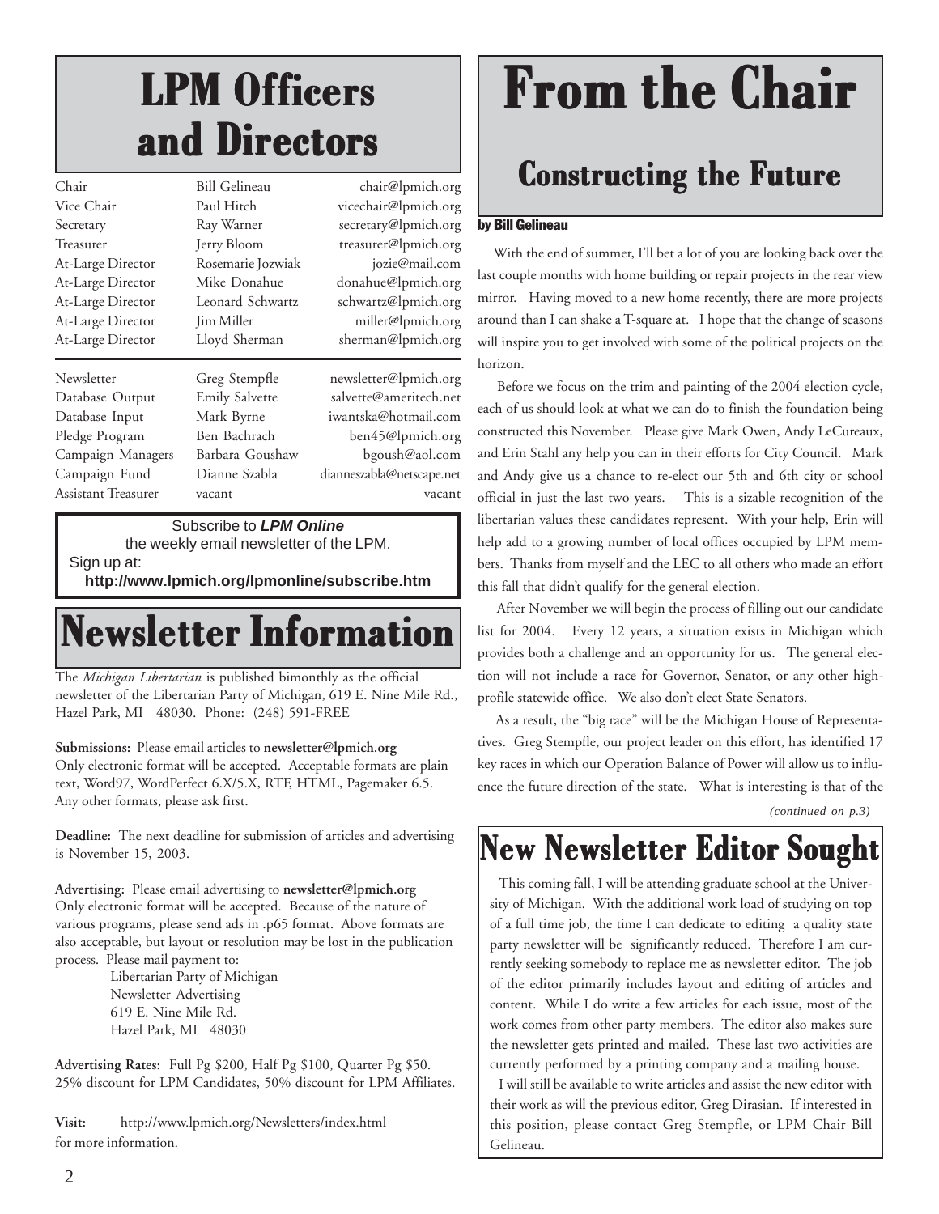# LPM Officers and Directors

| | | |
|---|---|---|
| Chair | Bill Gelineau | chair@lpmich.org |
| Vice Chair | Paul Hitch | vicechair@lpmich.org |
| Secretary | Ray Warner | secretary@lpmich.org |
| Treasurer | Jerry Bloom | treasurer@lpmich.org |
| At-Large Director | Rosemarie Jozwiak | jozie@mail.com |
| At-Large Director | Mike Donahue | donahue@lpmich.org |
| At-Large Director | Leonard Schwartz | schwartz@lpmich.org |
| At-Large Director | Jim Miller | miller@lpmich.org |
| At-Large Director | Lloyd Sherman | sherman@lpmich.org |
| Newsletter | Greg Stempfle | newsletter@lpmich.org |
| Database Output | Emily Salvette | salvette@ameritech.net |
| Database Input | Mark Byrne | iwantska@hotmail.com |
| Pledge Program | Ben Bachrach | ben45@lpmich.org |
| Campaign Managers | Barbara Goushaw | bgoush@aol.com |
| Campaign Fund | Dianne Szabla | dianneszabla@netscape.net |
| Assistant Treasurer | vacant | vacant |

Subscribe to ***LPM Online***
the weekly email newsletter of the LPM.
Sign up at:
**http://www.lpmich.org/lpmonline/subscribe.htm**

# Newsletter Information

The *Michigan Libertarian* is published bimonthly as the official newsletter of the Libertarian Party of Michigan, 619 E. Nine Mile Rd., Hazel Park, MI 48030. Phone: (248) 591-FREE

**Submissions:** Please email articles to **newsletter@lpmich.org** Only electronic format will be accepted. Acceptable formats are plain text, Word97, WordPerfect 6.X/5.X, RTF, HTML, Pagemaker 6.5. Any other formats, please ask first.

**Deadline:** The next deadline for submission of articles and advertising is November 15, 2003.

**Advertising:** Please email advertising to **newsletter@lpmich.org** Only electronic format will be accepted. Because of the nature of various programs, please send ads in .p65 format. Above formats are also acceptable, but layout or resolution may be lost in the publication process. Please mail payment to:

Libertarian Party of Michigan
Newsletter Advertising
619 E. Nine Mile Rd.
Hazel Park, MI 48030

**Advertising Rates:** Full Pg $200, Half Pg $100, Quarter Pg $50. 25% discount for LPM Candidates, 50% discount for LPM Affiliates.

**Visit:** http://www.lpmich.org/Newsletters/index.html for more information.

# From the Chair

## Constructing the Future

**by Bill Gelineau**

With the end of summer, I'll bet a lot of you are looking back over the last couple months with home building or repair projects in the rear view mirror. Having moved to a new home recently, there are more projects around than I can shake a T-square at. I hope that the change of seasons will inspire you to get involved with some of the political projects on the horizon.

Before we focus on the trim and painting of the 2004 election cycle, each of us should look at what we can do to finish the foundation being constructed this November. Please give Mark Owen, Andy LeCureaux, and Erin Stahl any help you can in their efforts for City Council. Mark and Andy give us a chance to re-elect our 5th and 6th city or school official in just the last two years. This is a sizable recognition of the libertarian values these candidates represent. With your help, Erin will help add to a growing number of local offices occupied by LPM members. Thanks from myself and the LEC to all others who made an effort this fall that didn't qualify for the general election.

After November we will begin the process of filling out our candidate list for 2004. Every 12 years, a situation exists in Michigan which provides both a challenge and an opportunity for us. The general election will not include a race for Governor, Senator, or any other high-profile statewide office. We also don't elect State Senators.

As a result, the "big race" will be the Michigan House of Representatives. Greg Stempfle, our project leader on this effort, has identified 17 key races in which our Operation Balance of Power will allow us to influence the future direction of the state. What is interesting is that of the

*(continued on p.3)*

# New Newsletter Editor Sought

This coming fall, I will be attending graduate school at the University of Michigan. With the additional work load of studying on top of a full time job, the time I can dedicate to editing a quality state party newsletter will be significantly reduced. Therefore I am currently seeking somebody to replace me as newsletter editor. The job of the editor primarily includes layout and editing of articles and content. While I do write a few articles for each issue, most of the work comes from other party members. The editor also makes sure the newsletter gets printed and mailed. These last two activities are currently performed by a printing company and a mailing house.

I will still be available to write articles and assist the new editor with their work as will the previous editor, Greg Dirasian. If interested in this position, please contact Greg Stempfle, or LPM Chair Bill Gelineau.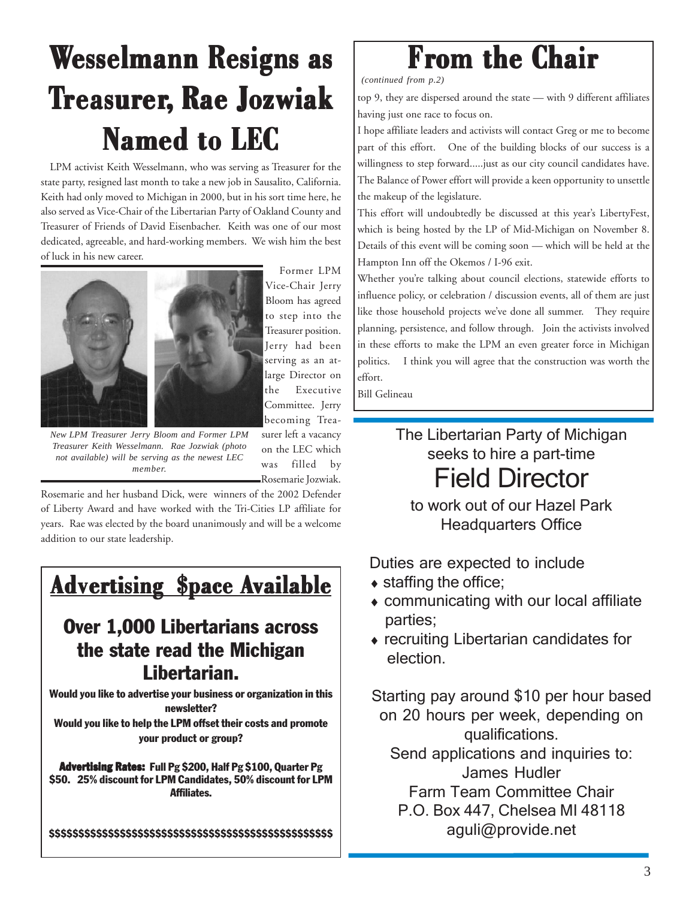# Wesselmann Resigns as Treasurer, Rae Jozwiak Named to LEC

LPM activist Keith Wesselmann, who was serving as Treasurer for the state party, resigned last month to take a new job in Sausalito, California. Keith had only moved to Michigan in 2000, but in his sort time here, he also served as Vice-Chair of the Libertarian Party of Oakland County and Treasurer of Friends of David Eisenbacher. Keith was one of our most dedicated, agreeable, and hard-working members. We wish him the best of luck in his new career.

*New LPM Treasurer Jerry Bloom and Former LPM Treasurer Keith Wesselmann. Rae Jozwiak (photo not available) will be serving as the newest LEC member.*

Former LPM Vice-Chair Jerry Bloom has agreed to step into the Treasurer position. Jerry had been serving as an at-large Director on the Executive Committee. Jerry becoming Treasurer left a vacancy on the LEC which was filled by Rosemarie Jozwiak. Rosemarie and her husband Dick, were winners of the 2002 Defender of Liberty Award and have worked with the Tri-Cities LP affiliate for years. Rae was elected by the board unanimously and will be a welcome addition to our state leadership.

## Advertising $pace Available

### Over 1,000 Libertarians across the state read the Michigan Libertarian.

**Would you like to advertise your business or organization in this newsletter?**

**Would you like to help the LPM offset their costs and promote your product or group?**

**Advertising Rates: Full Pg $200, Half Pg $100, Quarter Pg $50. 25% discount for LPM Candidates, 50% discount for LPM Affiliates.**

$$$$$$$$$$$$$$$$$$$$$$$$$$$$$$$$$$$$$$$$$$$$$$$$$$$$

# From the Chair

*(continued from p.2)*

top 9, they are dispersed around the state — with 9 different affiliates having just one race to focus on.

I hope affiliate leaders and activists will contact Greg or me to become part of this effort. One of the building blocks of our success is a willingness to step forward.....just as our city council candidates have. The Balance of Power effort will provide a keen opportunity to unsettle the makeup of the legislature.

This effort will undoubtedly be discussed at this year's LibertyFest, which is being hosted by the LP of Mid-Michigan on November 8. Details of this event will be coming soon — which will be held at the Hampton Inn off the Okemos / I-96 exit.

Whether you're talking about council elections, statewide efforts to influence policy, or celebration / discussion events, all of them are just like those household projects we've done all summer. They require planning, persistence, and follow through. Join the activists involved in these efforts to make the LPM an even greater force in Michigan politics. I think you will agree that the construction was worth the effort.

Bill Gelineau

The Libertarian Party of Michigan seeks to hire a part-time

## Field Director

to work out of our Hazel Park Headquarters Office

Duties are expected to include

- staffing the office;
- communicating with our local affiliate parties;
- recruiting Libertarian candidates for election.

Starting pay around $10 per hour based on 20 hours per week, depending on qualifications.

Send applications and inquiries to:
James Hudler
Farm Team Committee Chair
P.O. Box 447, Chelsea MI 48118
aguli@provide.net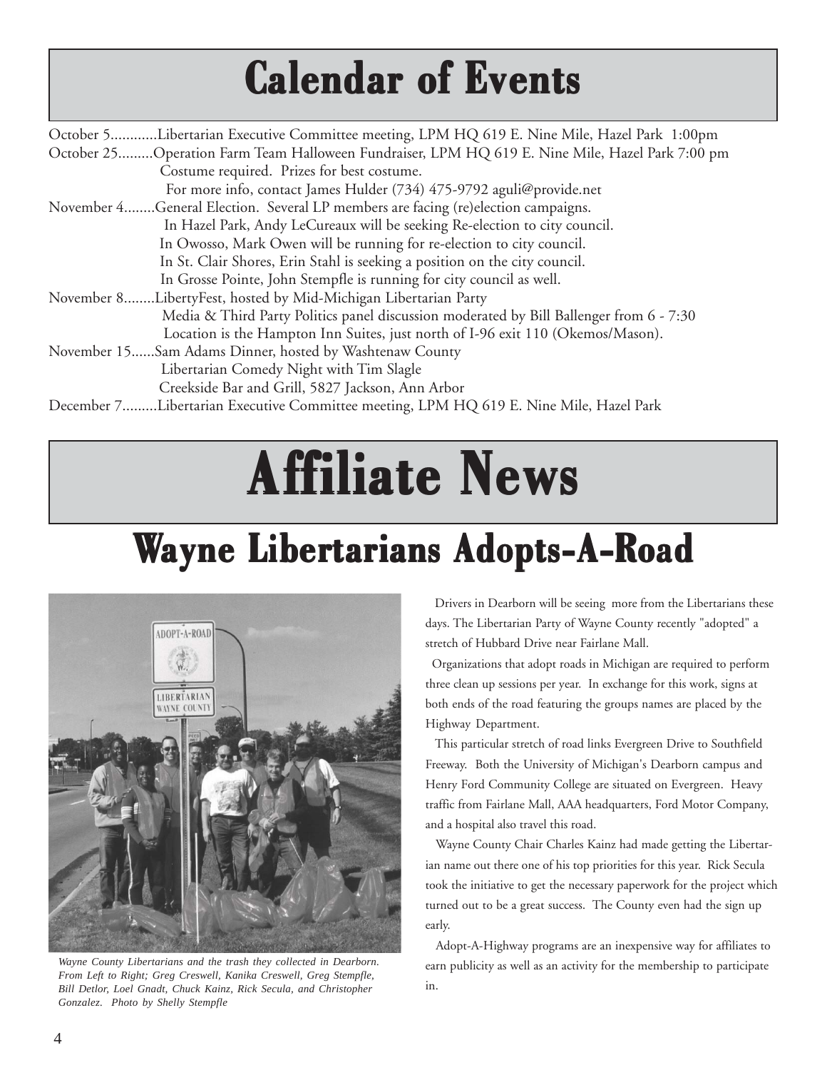# Calendar of Events

October 5............Libertarian Executive Committee meeting, LPM HQ 619 E. Nine Mile, Hazel Park 1:00pm

October 25.........Operation Farm Team Halloween Fundraiser, LPM HQ 619 E. Nine Mile, Hazel Park 7:00 pm
Costume required. Prizes for best costume.
For more info, contact James Hulder (734) 475-9792 aguli@provide.net

November 4........General Election. Several LP members are facing (re)election campaigns.
In Hazel Park, Andy LeCureaux will be seeking Re-election to city council.
In Owosso, Mark Owen will be running for re-election to city council.
In St. Clair Shores, Erin Stahl is seeking a position on the city council.
In Grosse Pointe, John Stempfle is running for city council as well.

November 8........LibertyFest, hosted by Mid-Michigan Libertarian Party
Media & Third Party Politics panel discussion moderated by Bill Ballenger from 6 - 7:30
Location is the Hampton Inn Suites, just north of I-96 exit 110 (Okemos/Mason).

November 15......Sam Adams Dinner, hosted by Washtenaw County
Libertarian Comedy Night with Tim Slagle
Creekside Bar and Grill, 5827 Jackson, Ann Arbor

December 7.........Libertarian Executive Committee meeting, LPM HQ 619 E. Nine Mile, Hazel Park

# Affiliate News

## Wayne Libertarians Adopts-A-Road

*Wayne County Libertarians and the trash they collected in Dearborn. From Left to Right; Greg Creswell, Kanika Creswell, Greg Stempfle, Bill Detlor, Loel Gnadt, Chuck Kainz, Rick Secula, and Christopher Gonzalez. Photo by Shelly Stempfle*

Drivers in Dearborn will be seeing more from the Libertarians these days. The Libertarian Party of Wayne County recently "adopted" a stretch of Hubbard Drive near Fairlane Mall.

Organizations that adopt roads in Michigan are required to perform three clean up sessions per year. In exchange for this work, signs at both ends of the road featuring the groups names are placed by the Highway Department.

This particular stretch of road links Evergreen Drive to Southfield Freeway. Both the University of Michigan's Dearborn campus and Henry Ford Community College are situated on Evergreen. Heavy traffic from Fairlane Mall, AAA headquarters, Ford Motor Company, and a hospital also travel this road.

Wayne County Chair Charles Kainz had made getting the Libertarian name out there one of his top priorities for this year. Rick Secula took the initiative to get the necessary paperwork for the project which turned out to be a great success. The County even had the sign up early.

Adopt-A-Highway programs are an inexpensive way for affiliates to earn publicity as well as an activity for the membership to participate in.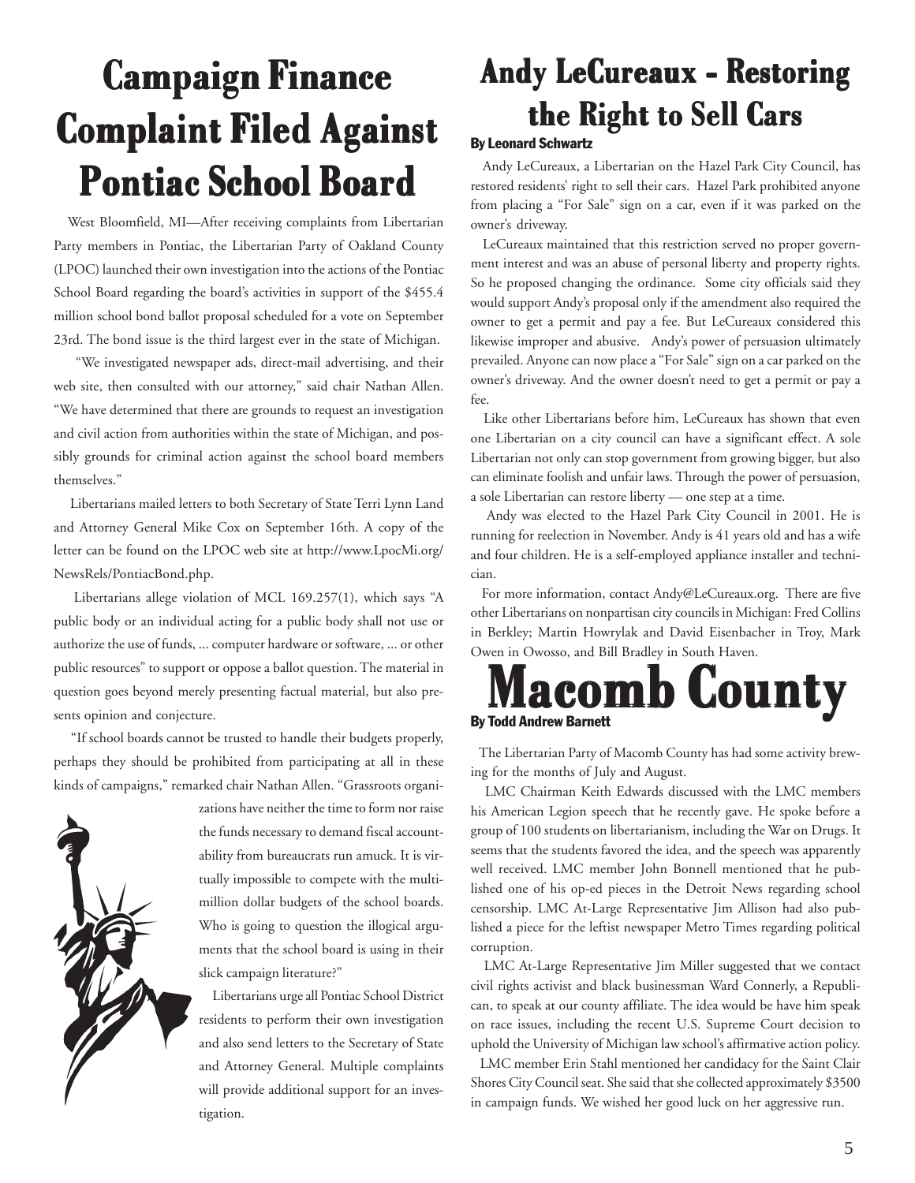# Campaign Finance Complaint Filed Against Pontiac School Board

West Bloomfield, MI—After receiving complaints from Libertarian Party members in Pontiac, the Libertarian Party of Oakland County (LPOC) launched their own investigation into the actions of the Pontiac School Board regarding the board's activities in support of the $455.4 million school bond ballot proposal scheduled for a vote on September 23rd. The bond issue is the third largest ever in the state of Michigan.

"We investigated newspaper ads, direct-mail advertising, and their web site, then consulted with our attorney," said chair Nathan Allen. "We have determined that there are grounds to request an investigation and civil action from authorities within the state of Michigan, and possibly grounds for criminal action against the school board members themselves."

Libertarians mailed letters to both Secretary of State Terri Lynn Land and Attorney General Mike Cox on September 16th. A copy of the letter can be found on the LPOC web site at http://www.LpocMi.org/NewsRels/PontiacBond.php.

Libertarians allege violation of MCL 169.257(1), which says "A public body or an individual acting for a public body shall not use or authorize the use of funds, ... computer hardware or software, ... or other public resources" to support or oppose a ballot question. The material in question goes beyond merely presenting factual material, but also presents opinion and conjecture.

"If school boards cannot be trusted to handle their budgets properly, perhaps they should be prohibited from participating at all in these kinds of campaigns," remarked chair Nathan Allen. "Grassroots organizations have neither the time to form nor raise the funds necessary to demand fiscal accountability from bureaucrats run amuck. It is virtually impossible to compete with the multi-million dollar budgets of the school boards. Who is going to question the illogical arguments that the school board is using in their slick campaign literature?"

Libertarians urge all Pontiac School District residents to perform their own investigation and also send letters to the Secretary of State and Attorney General. Multiple complaints will provide additional support for an investigation.

# Andy LeCureaux - Restoring the Right to Sell Cars

**By Leonard Schwartz**

Andy LeCureaux, a Libertarian on the Hazel Park City Council, has restored residents' right to sell their cars. Hazel Park prohibited anyone from placing a "For Sale" sign on a car, even if it was parked on the owner's driveway.

LeCureaux maintained that this restriction served no proper government interest and was an abuse of personal liberty and property rights. So he proposed changing the ordinance. Some city officials said they would support Andy's proposal only if the amendment also required the owner to get a permit and pay a fee. But LeCureaux considered this likewise improper and abusive. Andy's power of persuasion ultimately prevailed. Anyone can now place a "For Sale" sign on a car parked on the owner's driveway. And the owner doesn't need to get a permit or pay a fee.

Like other Libertarians before him, LeCureaux has shown that even one Libertarian on a city council can have a significant effect. A sole Libertarian not only can stop government from growing bigger, but also can eliminate foolish and unfair laws. Through the power of persuasion, a sole Libertarian can restore liberty — one step at a time.

Andy was elected to the Hazel Park City Council in 2001. He is running for reelection in November. Andy is 41 years old and has a wife and four children. He is a self-employed appliance installer and technician.

For more information, contact Andy@LeCureaux.org. There are five other Libertarians on nonpartisan city councils in Michigan: Fred Collins in Berkley; Martin Howrylak and David Eisenbacher in Troy, Mark Owen in Owosso, and Bill Bradley in South Haven.

# Macomb County

**By Todd Andrew Barnett**

The Libertarian Party of Macomb County has had some activity brewing for the months of July and August.

LMC Chairman Keith Edwards discussed with the LMC members his American Legion speech that he recently gave. He spoke before a group of 100 students on libertarianism, including the War on Drugs. It seems that the students favored the idea, and the speech was apparently well received. LMC member John Bonnell mentioned that he published one of his op-ed pieces in the Detroit News regarding school censorship. LMC At-Large Representative Jim Allison had also published a piece for the leftist newspaper Metro Times regarding political corruption.

LMC At-Large Representative Jim Miller suggested that we contact civil rights activist and black businessman Ward Connerly, a Republican, to speak at our county affiliate. The idea would be have him speak on race issues, including the recent U.S. Supreme Court decision to uphold the University of Michigan law school's affirmative action policy.

LMC member Erin Stahl mentioned her candidacy for the Saint Clair Shores City Council seat. She said that she collected approximately $3500 in campaign funds. We wished her good luck on her aggressive run.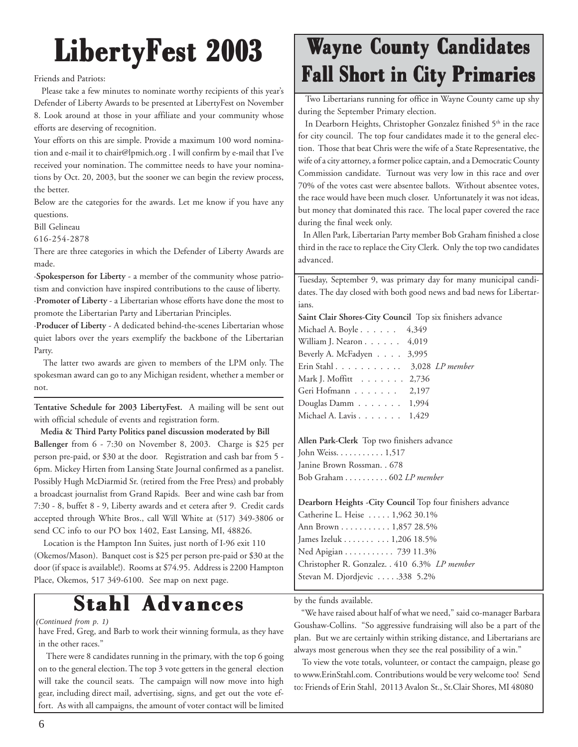# LibertyFest 2003

Friends and Patriots:

Please take a few minutes to nominate worthy recipients of this year's Defender of Liberty Awards to be presented at LibertyFest on November 8. Look around at those in your affiliate and your community whose efforts are deserving of recognition.

Your efforts on this are simple. Provide a maximum 100 word nomination and e-mail it to chair@lpmich.org . I will confirm by e-mail that I've received your nomination. The committee needs to have your nominations by Oct. 20, 2003, but the sooner we can begin the review process, the better.

Below are the categories for the awards. Let me know if you have any questions.

Bill Gelineau
616-254-2878

There are three categories in which the Defender of Liberty Awards are made.

·**Spokesperson for Liberty** - a member of the community whose patriotism and conviction have inspired contributions to the cause of liberty.

·**Promoter of Liberty** - a Libertarian whose efforts have done the most to promote the Libertarian Party and Libertarian Principles.

·**Producer of Liberty** - A dedicated behind-the-scenes Libertarian whose quiet labors over the years exemplify the backbone of the Libertarian Party.

The latter two awards are given to members of the LPM only. The spokesman award can go to any Michigan resident, whether a member or not.

**Tentative Schedule for 2003 LibertyFest.** A mailing will be sent out with official schedule of events and registration form.

**Media & Third Party Politics panel discussion moderated by Bill Ballenger** from 6 - 7:30 on November 8, 2003. Charge is $25 per person pre-paid, or $30 at the door. Registration and cash bar from 5 - 6pm. Mickey Hirten from Lansing State Journal confirmed as a panelist. Possibly Hugh McDiarmid Sr. (retired from the Free Press) and probably a broadcast journalist from Grand Rapids. Beer and wine cash bar from 7:30 - 8, buffet 8 - 9, Liberty awards and et cetera after 9. Credit cards accepted through White Bros., call Will White at (517) 349-3806 or send CC info to our PO box 1402, East Lansing, MI, 48826.

Location is the Hampton Inn Suites, just north of I-96 exit 110 (Okemos/Mason). Banquet cost is $25 per person pre-paid or $30 at the door (if space is available!). Rooms at $74.95. Address is 2200 Hampton Place, Okemos, 517 349-6100. See map on next page.

# Wayne County Candidates Fall Short in City Primaries

Two Libertarians running for office in Wayne County came up shy during the September Primary election.

In Dearborn Heights, Christopher Gonzalez finished 5th in the race for city council. The top four candidates made it to the general election. Those that beat Chris were the wife of a State Representative, the wife of a city attorney, a former police captain, and a Democratic County Commission candidate. Turnout was very low in this race and over 70% of the votes cast were absentee ballots. Without absentee votes, the race would have been much closer. Unfortunately it was not ideas, but money that dominated this race. The local paper covered the race during the final week only.

In Allen Park, Libertarian Party member Bob Graham finished a close third in the race to replace the City Clerk. Only the top two candidates advanced.

Tuesday, September 9, was primary day for many municipal candidates. The day closed with both good news and bad news for Libertarians.

**Saint Clair Shores-City Council** Top six finishers advance

Michael A. Boyle . . . . . . 4,349
William J. Nearon . . . . . . 4,019
Beverly A. McFadyen . . . . 3,995
Erin Stahl . . . . . . . . . . . 3,028 *LP member*
Mark J. Moffitt . . . . . . . 2,736
Geri Hofmann . . . . . . . 2,197
Douglas Damm . . . . . . . 1,994
Michael A. Lavis . . . . . . . 1,429

**Allen Park-Clerk** Top two finishers advance

John Weiss. . . . . . . . . . . 1,517
Janine Brown Rossman. . 678
Bob Graham . . . . . . . . . . 602 *LP member*

**Dearborn Heights -City Council** Top four finishers advance

Catherine L. Heise . . . . . 1,962 30.1%
Ann Brown . . . . . . . . . . . 1,857 28.5%
James Izeluk . . . . . . . . . . 1,206 18.5%
Ned Apigian . . . . . . . . . . . 739 11.3%
Christopher R. Gonzalez. . 410 6.3% *LP member*
Stevan M. Djordjevic . . . . .338 5.2%

# Stahl Advances

*(Continued from p. 1)*

have Fred, Greg, and Barb to work their winning formula, as they have in the other races."

There were 8 candidates running in the primary, with the top 6 going on to the general election. The top 3 vote getters in the general election will take the council seats. The campaign will now move into high gear, including direct mail, advertising, signs, and get out the vote effort. As with all campaigns, the amount of voter contact will be limited by the funds available.

"We have raised about half of what we need," said co-manager Barbara Goushaw-Collins. "So aggressive fundraising will also be a part of the plan. But we are certainly within striking distance, and Libertarians are always most generous when they see the real possibility of a win."

To view the vote totals, volunteer, or contact the campaign, please go to www.ErinStahl.com. Contributions would be very welcome too! Send to: Friends of Erin Stahl, 20113 Avalon St., St.Clair Shores, MI 48080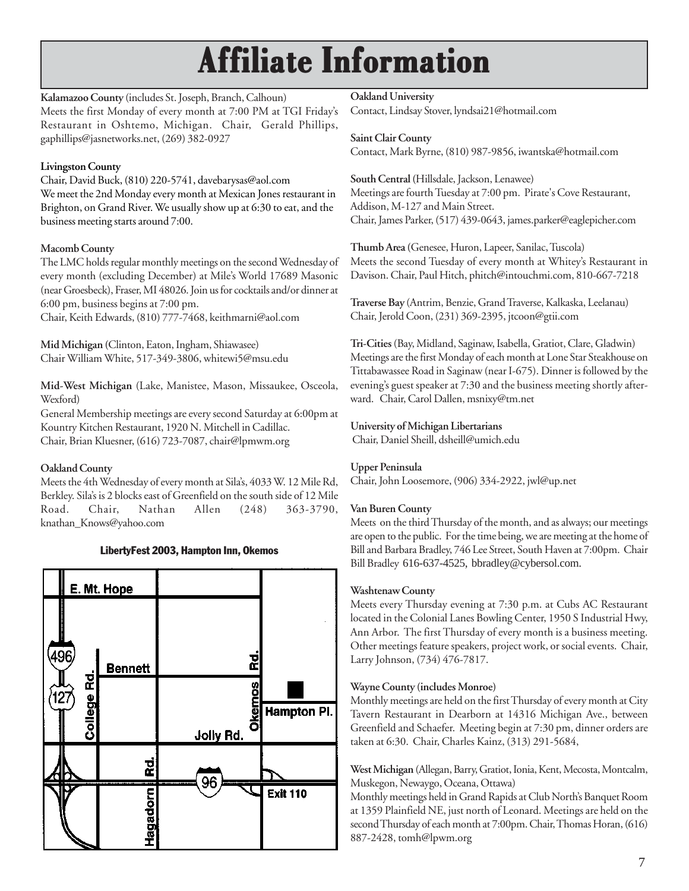# Affiliate Information

**Kalamazoo County** (includes St. Joseph, Branch, Calhoun)
Meets the first Monday of every month at 7:00 PM at TGI Friday's Restaurant in Oshtemo, Michigan. Chair, Gerald Phillips, gaphillips@jasnetworks.net, (269) 382-0927

**Livingston County**
Chair, David Buck, (810) 220-5741, davebarysas@aol.com
We meet the 2nd Monday every month at Mexican Jones restaurant in Brighton, on Grand River. We usually show up at 6:30 to eat, and the business meeting starts around 7:00.

**Macomb County**
The LMC holds regular monthly meetings on the second Wednesday of every month (excluding December) at Mile's World 17689 Masonic (near Groesbeck), Fraser, MI 48026. Join us for cocktails and/or dinner at 6:00 pm, business begins at 7:00 pm.
Chair, Keith Edwards, (810) 777-7468, keithmarni@aol.com

**Mid Michigan** (Clinton, Eaton, Ingham, Shiawasee)
Chair William White, 517-349-3806, whitewi5@msu.edu

**Mid-West Michigan** (Lake, Manistee, Mason, Missaukee, Osceola, Wexford)
General Membership meetings are every second Saturday at 6:00pm at Kountry Kitchen Restaurant, 1920 N. Mitchell in Cadillac.
Chair, Brian Kluesner, (616) 723-7087, chair@lpmwm.org

**Oakland County**
Meets the 4th Wednesday of every month at Sila's, 4033 W. 12 Mile Rd, Berkley. Sila's is 2 blocks east of Greenfield on the south side of 12 Mile Road. Chair, Nathan Allen (248) 363-3790, knathan_Knows@yahoo.com

**LibertyFest 2003, Hampton Inn, Okemos**

E. Mt. Hope — 496 — 127 — Bennett — College Rd. — Okemos Rd. — Hampton Pl. — Jolly Rd. — Hagadorn Rd. — 96 — Exit 110

**Oakland University**
Contact, Lindsay Stover, lyndsai21@hotmail.com

**Saint Clair County**
Contact, Mark Byrne, (810) 987-9856, iwantska@hotmail.com

**South Central** (Hillsdale, Jackson, Lenawee)
Meetings are fourth Tuesday at 7:00 pm. Pirate's Cove Restaurant, Addison, M-127 and Main Street.
Chair, James Parker, (517) 439-0643, james.parker@eaglepicher.com

**Thumb Area** (Genesee, Huron, Lapeer, Sanilac, Tuscola)
Meets the second Tuesday of every month at Whitey's Restaurant in Davison. Chair, Paul Hitch, phitch@intouchmi.com, 810-667-7218

**Traverse Bay** (Antrim, Benzie, Grand Traverse, Kalkaska, Leelanau)
Chair, Jerold Coon, (231) 369-2395, jtcoon@gtii.com

**Tri-Cities** (Bay, Midland, Saginaw, Isabella, Gratiot, Clare, Gladwin)
Meetings are the first Monday of each month at Lone Star Steakhouse on Tittabawassee Road in Saginaw (near I-675). Dinner is followed by the evening's guest speaker at 7:30 and the business meeting shortly afterward. Chair, Carol Dallen, msnixy@tm.net

**University of Michigan Libertarians**
Chair, Daniel Sheill, dsheill@umich.edu

**Upper Peninsula**
Chair, John Loosemore, (906) 334-2922, jwl@up.net

**Van Buren County**
Meets on the third Thursday of the month, and as always; our meetings are open to the public. For the time being, we are meeting at the home of Bill and Barbara Bradley, 746 Lee Street, South Haven at 7:00pm. Chair Bill Bradley 616-637-4525, bbradley@cybersol.com.

**Washtenaw County**
Meets every Thursday evening at 7:30 p.m. at Cubs AC Restaurant located in the Colonial Lanes Bowling Center, 1950 S Industrial Hwy, Ann Arbor. The first Thursday of every month is a business meeting. Other meetings feature speakers, project work, or social events. Chair, Larry Johnson, (734) 476-7817.

**Wayne County (includes Monroe)**
Monthly meetings are held on the first Thursday of every month at City Tavern Restaurant in Dearborn at 14316 Michigan Ave., between Greenfield and Schaefer. Meeting begin at 7:30 pm, dinner orders are taken at 6:30. Chair, Charles Kainz, (313) 291-5684,

**West Michigan** (Allegan, Barry, Gratiot, Ionia, Kent, Mecosta, Montcalm, Muskegon, Newaygo, Oceana, Ottawa)
Monthly meetings held in Grand Rapids at Club North's Banquet Room at 1359 Plainfield NE, just north of Leonard. Meetings are held on the second Thursday of each month at 7:00pm. Chair, Thomas Horan, (616) 887-2428, tomh@lpwm.org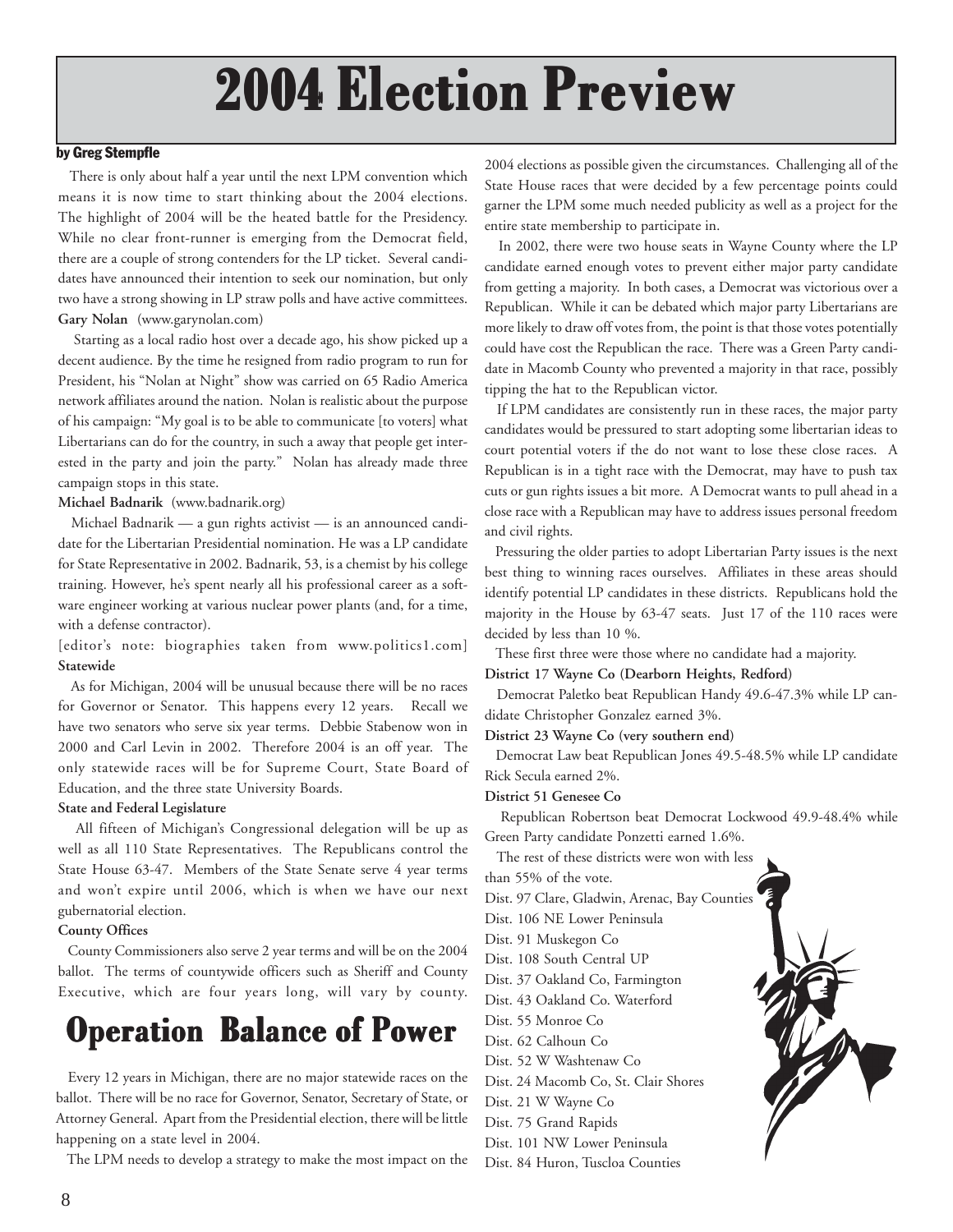# 2004 Election Preview

**by Greg Stempfle**

There is only about half a year until the next LPM convention which means it is now time to start thinking about the 2004 elections. The highlight of 2004 will be the heated battle for the Presidency. While no clear front-runner is emerging from the Democrat field, there are a couple of strong contenders for the LP ticket. Several candidates have announced their intention to seek our nomination, but only two have a strong showing in LP straw polls and have active committees.

**Gary Nolan** (www.garynolan.com)

Starting as a local radio host over a decade ago, his show picked up a decent audience. By the time he resigned from radio program to run for President, his "Nolan at Night" show was carried on 65 Radio America network affiliates around the nation. Nolan is realistic about the purpose of his campaign: "My goal is to be able to communicate [to voters] what Libertarians can do for the country, in such a away that people get interested in the party and join the party." Nolan has already made three campaign stops in this state.

**Michael Badnarik** (www.badnarik.org)

Michael Badnarik — a gun rights activist — is an announced candidate for the Libertarian Presidential nomination. He was a LP candidate for State Representative in 2002. Badnarik, 53, is a chemist by his college training. However, he's spent nearly all his professional career as a software engineer working at various nuclear power plants (and, for a time, with a defense contractor).

[editor's note: biographies taken from www.politics1.com]

**Statewide**

As for Michigan, 2004 will be unusual because there will be no races for Governor or Senator. This happens every 12 years. Recall we have two senators who serve six year terms. Debbie Stabenow won in 2000 and Carl Levin in 2002. Therefore 2004 is an off year. The only statewide races will be for Supreme Court, State Board of Education, and the three state University Boards.

**State and Federal Legislature**

All fifteen of Michigan's Congressional delegation will be up as well as all 110 State Representatives. The Republicans control the State House 63-47. Members of the State Senate serve 4 year terms and won't expire until 2006, which is when we have our next gubernatorial election.

**County Offices**

County Commissioners also serve 2 year terms and will be on the 2004 ballot. The terms of countywide officers such as Sheriff and County Executive, which are four years long, will vary by county.

# Operation Balance of Power

Every 12 years in Michigan, there are no major statewide races on the ballot. There will be no race for Governor, Senator, Secretary of State, or Attorney General. Apart from the Presidential election, there will be little happening on a state level in 2004.

The LPM needs to develop a strategy to make the most impact on the 2004 elections as possible given the circumstances. Challenging all of the State House races that were decided by a few percentage points could garner the LPM some much needed publicity as well as a project for the entire state membership to participate in.

In 2002, there were two house seats in Wayne County where the LP candidate earned enough votes to prevent either major party candidate from getting a majority. In both cases, a Democrat was victorious over a Republican. While it can be debated which major party Libertarians are more likely to draw off votes from, the point is that those votes potentially could have cost the Republican the race. There was a Green Party candidate in Macomb County who prevented a majority in that race, possibly tipping the hat to the Republican victor.

If LPM candidates are consistently run in these races, the major party candidates would be pressured to start adopting some libertarian ideas to court potential voters if the do not want to lose these close races. A Republican is in a tight race with the Democrat, may have to push tax cuts or gun rights issues a bit more. A Democrat wants to pull ahead in a close race with a Republican may have to address issues personal freedom and civil rights.

Pressuring the older parties to adopt Libertarian Party issues is the next best thing to winning races ourselves. Affiliates in these areas should identify potential LP candidates in these districts. Republicans hold the majority in the House by 63-47 seats. Just 17 of the 110 races were decided by less than 10 %.

These first three were those where no candidate had a majority.

**District 17 Wayne Co (Dearborn Heights, Redford)**

Democrat Paletko beat Republican Handy 49.6-47.3% while LP candidate Christopher Gonzalez earned 3%.

**District 23 Wayne Co (very southern end)**

Democrat Law beat Republican Jones 49.5-48.5% while LP candidate Rick Secula earned 2%.

**District 51 Genesee Co**

Republican Robertson beat Democrat Lockwood 49.9-48.4% while Green Party candidate Ponzetti earned 1.6%.

The rest of these districts were won with less than 55% of the vote.

Dist. 97 Clare, Gladwin, Arenac, Bay Counties
Dist. 106 NE Lower Peninsula
Dist. 91 Muskegon Co
Dist. 108 South Central UP
Dist. 37 Oakland Co, Farmington
Dist. 43 Oakland Co. Waterford
Dist. 55 Monroe Co
Dist. 62 Calhoun Co
Dist. 52 W Washtenaw Co
Dist. 24 Macomb Co, St. Clair Shores
Dist. 21 W Wayne Co
Dist. 75 Grand Rapids
Dist. 101 NW Lower Peninsula
Dist. 84 Huron, Tuscloa Counties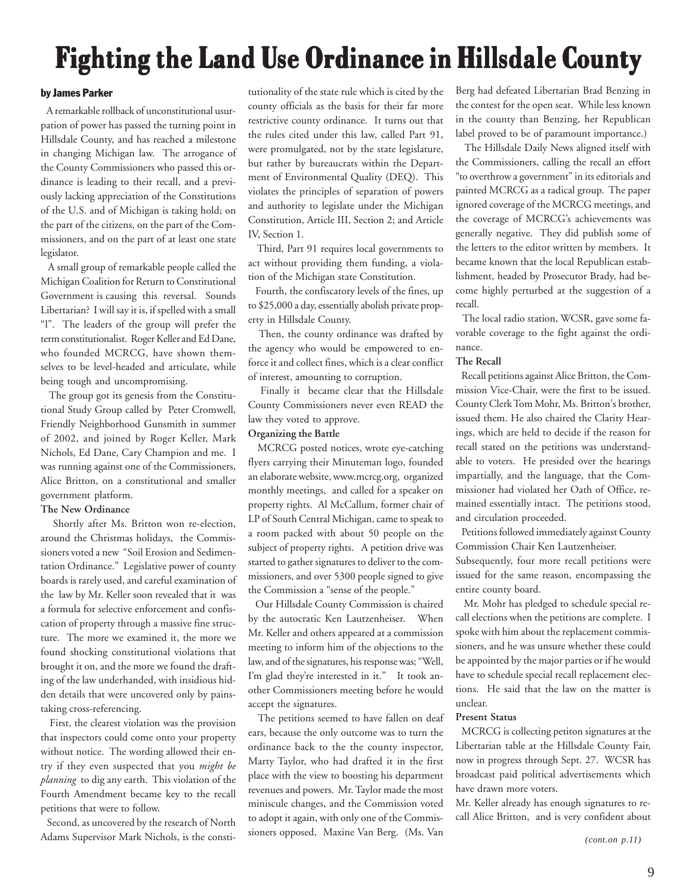# Fighting the Land Use Ordinance in Hillsdale County

**by James Parker**

A remarkable rollback of unconstitutional usurpation of power has passed the turning point in Hillsdale County, and has reached a milestone in changing Michigan law. The arrogance of the County Commissioners who passed this ordinance is leading to their recall, and a previously lacking appreciation of the Constitutions of the U.S. and of Michigan is taking hold; on the part of the citizens, on the part of the Commissioners, and on the part of at least one state legislator.

A small group of remarkable people called the Michigan Coalition for Return to Constitutional Government is causing this reversal. Sounds Libertarian? I will say it is, if spelled with a small "l". The leaders of the group will prefer the term constitutionalist. Roger Keller and Ed Dane, who founded MCRCG, have shown themselves to be level-headed and articulate, while being tough and uncompromising.

The group got its genesis from the Constitutional Study Group called by Peter Cromwell, Friendly Neighborhood Gunsmith in summer of 2002, and joined by Roger Keller, Mark Nichols, Ed Dane, Cary Champion and me. I was running against one of the Commissioners, Alice Britton, on a constitutional and smaller government platform.

**The New Ordinance**

Shortly after Ms. Britton won re-election, around the Christmas holidays, the Commissioners voted a new "Soil Erosion and Sedimentation Ordinance." Legislative power of county boards is rarely used, and careful examination of the law by Mr. Keller soon revealed that it was a formula for selective enforcement and confiscation of property through a massive fine structure. The more we examined it, the more we found shocking constitutional violations that brought it on, and the more we found the drafting of the law underhanded, with insidious hidden details that were uncovered only by painstaking cross-referencing.

First, the clearest violation was the provision that inspectors could come onto your property without notice. The wording allowed their entry if they even suspected that you *might be planning* to dig any earth. This violation of the Fourth Amendment became key to the recall petitions that were to follow.

Second, as uncovered by the research of North Adams Supervisor Mark Nichols, is the constitutionality of the state rule which is cited by the county officials as the basis for their far more restrictive county ordinance. It turns out that the rules cited under this law, called Part 91, were promulgated, not by the state legislature, but rather by bureaucrats within the Department of Environmental Quality (DEQ). This violates the principles of separation of powers and authority to legislate under the Michigan Constitution, Article III, Section 2; and Article IV, Section 1.

Third, Part 91 requires local governments to act without providing them funding, a violation of the Michigan state Constitution.

Fourth, the confiscatory levels of the fines, up to $25,000 a day, essentially abolish private property in Hillsdale County.

Then, the county ordinance was drafted by the agency who would be empowered to enforce it and collect fines, which is a clear conflict of interest, amounting to corruption.

Finally it became clear that the Hillsdale County Commissioners never even READ the law they voted to approve.

**Organizing the Battle**

MCRCG posted notices, wrote eye-catching flyers carrying their Minuteman logo, founded an elaborate website, www.mcrcg.org, organized monthly meetings, and called for a speaker on property rights. Al McCallum, former chair of LP of South Central Michigan, came to speak to a room packed with about 50 people on the subject of property rights. A petition drive was started to gather signatures to deliver to the commissioners, and over 5300 people signed to give the Commission a "sense of the people."

Our Hillsdale County Commission is chaired by the autocratic Ken Lautzenheiser. When Mr. Keller and others appeared at a commission meeting to inform him of the objections to the law, and of the signatures, his response was; "Well, I'm glad they're interested in it." It took another Commissioners meeting before he would accept the signatures.

The petitions seemed to have fallen on deaf ears, because the only outcome was to turn the ordinance back to the the county inspector, Marty Taylor, who had drafted it in the first place with the view to boosting his department revenues and powers. Mr. Taylor made the most miniscule changes, and the Commission voted to adopt it again, with only one of the Commissioners opposed, Maxine Van Berg. (Ms. Van Berg had defeated Libertarian Brad Benzing in the contest for the open seat. While less known in the county than Benzing, her Republican label proved to be of paramount importance.)

The Hillsdale Daily News aligned itself with the Commissioners, calling the recall an effort "to overthrow a government" in its editorials and painted MCRCG as a radical group. The paper ignored coverage of the MCRCG meetings, and the coverage of MCRCG's achievements was generally negative. They did publish some of the letters to the editor written by members. It became known that the local Republican establishment, headed by Prosecutor Brady, had become highly perturbed at the suggestion of a recall.

The local radio station, WCSR, gave some favorable coverage to the fight against the ordinance.

**The Recall**

Recall petitions against Alice Britton, the Commission Vice-Chair, were the first to be issued. County Clerk Tom Mohr, Ms. Britton's brother, issued them. He also chaired the Clarity Hearings, which are held to decide if the reason for recall stated on the petitions was understandable to voters. He presided over the hearings impartially, and the language, that the Commissioner had violated her Oath of Office, remained essentially intact. The petitions stood, and circulation proceeded.

Petitions followed immediately against County Commission Chair Ken Lautzenheiser.

Subsequently, four more recall petitions were issued for the same reason, encompassing the entire county board.

Mr. Mohr has pledged to schedule special recall elections when the petitions are complete. I spoke with him about the replacement commissioners, and he was unsure whether these could be appointed by the major parties or if he would have to schedule special recall replacement elections. He said that the law on the matter is unclear.

**Present Status**

MCRCG is collecting petiton signatures at the Libertarian table at the Hillsdale County Fair, now in progress through Sept. 27. WCSR has broadcast paid political advertisements which have drawn more voters.

Mr. Keller already has enough signatures to recall Alice Britton, and is very confident about

*(cont.on p.11)*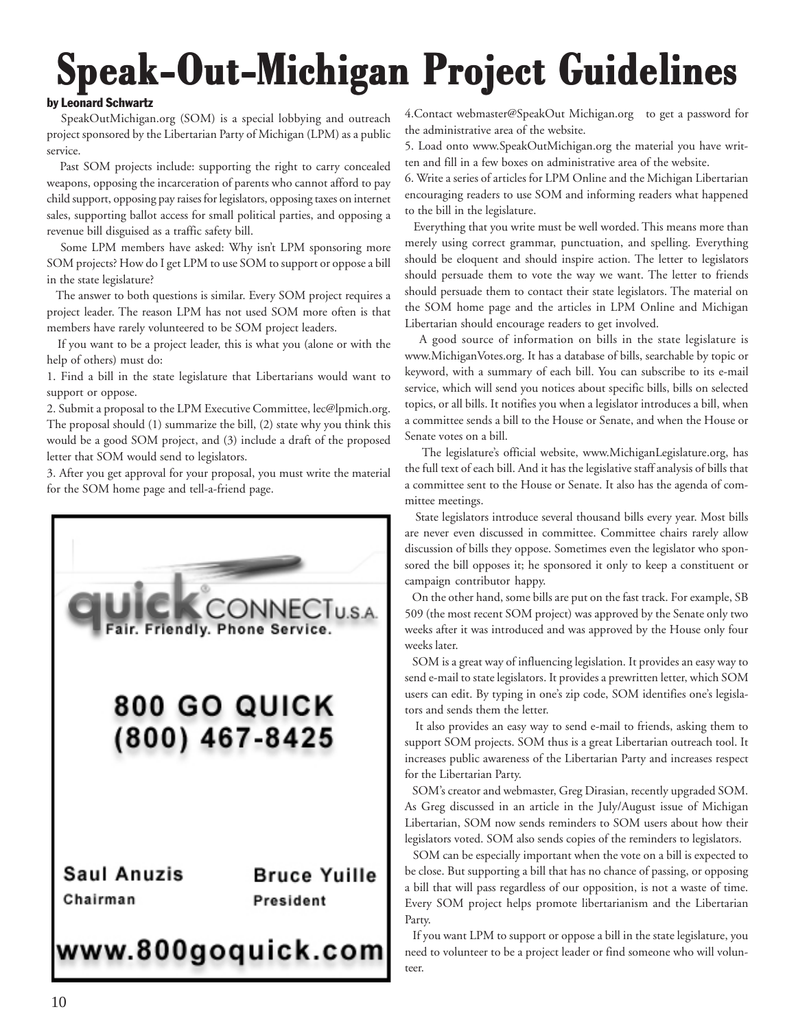# Speak-Out-Michigan Project Guidelines

**by Leonard Schwartz**

SpeakOutMichigan.org (SOM) is a special lobbying and outreach project sponsored by the Libertarian Party of Michigan (LPM) as a public service.

Past SOM projects include: supporting the right to carry concealed weapons, opposing the incarceration of parents who cannot afford to pay child support, opposing pay raises for legislators, opposing taxes on internet sales, supporting ballot access for small political parties, and opposing a revenue bill disguised as a traffic safety bill.

Some LPM members have asked: Why isn't LPM sponsoring more SOM projects? How do I get LPM to use SOM to support or oppose a bill in the state legislature?

The answer to both questions is similar. Every SOM project requires a project leader. The reason LPM has not used SOM more often is that members have rarely volunteered to be SOM project leaders.

If you want to be a project leader, this is what you (alone or with the help of others) must do:

1. Find a bill in the state legislature that Libertarians would want to support or oppose.
2. Submit a proposal to the LPM Executive Committee, lec@lpmich.org. The proposal should (1) summarize the bill, (2) state why you think this would be a good SOM project, and (3) include a draft of the proposed letter that SOM would send to legislators.
3. After you get approval for your proposal, you must write the material for the SOM home page and tell-a-friend page.
4. Contact webmaster@SpeakOut Michigan.org to get a password for the administrative area of the website.
5. Load onto www.SpeakOutMichigan.org the material you have written and fill in a few boxes on administrative area of the website.
6. Write a series of articles for LPM Online and the Michigan Libertarian encouraging readers to use SOM and informing readers what happened to the bill in the legislature.

Everything that you write must be well worded. This means more than merely using correct grammar, punctuation, and spelling. Everything should be eloquent and should inspire action. The letter to legislators should persuade them to vote the way we want. The letter to friends should persuade them to contact their state legislators. The material on the SOM home page and the articles in LPM Online and Michigan Libertarian should encourage readers to get involved.

A good source of information on bills in the state legislature is www.MichiganVotes.org. It has a database of bills, searchable by topic or keyword, with a summary of each bill. You can subscribe to its e-mail service, which will send you notices about specific bills, bills on selected topics, or all bills. It notifies you when a legislator introduces a bill, when a committee sends a bill to the House or Senate, and when the House or Senate votes on a bill.

The legislature's official website, www.MichiganLegislature.org, has the full text of each bill. And it has the legislative staff analysis of bills that a committee sent to the House or Senate. It also has the agenda of committee meetings.

State legislators introduce several thousand bills every year. Most bills are never even discussed in committee. Committee chairs rarely allow discussion of bills they oppose. Sometimes even the legislator who sponsored the bill opposes it; he sponsored it only to keep a constituent or campaign contributor happy.

On the other hand, some bills are put on the fast track. For example, SB 509 (the most recent SOM project) was approved by the Senate only two weeks after it was introduced and was approved by the House only four weeks later.

SOM is a great way of influencing legislation. It provides an easy way to send e-mail to state legislators. It provides a prewritten letter, which SOM users can edit. By typing in one's zip code, SOM identifies one's legislators and sends them the letter.

It also provides an easy way to send e-mail to friends, asking them to support SOM projects. SOM thus is a great Libertarian outreach tool. It increases public awareness of the Libertarian Party and increases respect for the Libertarian Party.

SOM's creator and webmaster, Greg Dirasian, recently upgraded SOM. As Greg discussed in an article in the July/August issue of Michigan Libertarian, SOM now sends reminders to SOM users about how their legislators voted. SOM also sends copies of the reminders to legislators.

SOM can be especially important when the vote on a bill is expected to be close. But supporting a bill that has no chance of passing, or opposing a bill that will pass regardless of our opposition, is not a waste of time. Every SOM project helps promote libertarianism and the Libertarian Party.

If you want LPM to support or oppose a bill in the state legislature, you need to volunteer to be a project leader or find someone who will volunteer.

---

**quick CONNECT U.S.A.**
Fair. Friendly. Phone Service.

**800 GO QUICK**
**(800) 467-8425**

**Saul Anuzis** — Chairman
**Bruce Yuille** — President

**www.800goquick.com**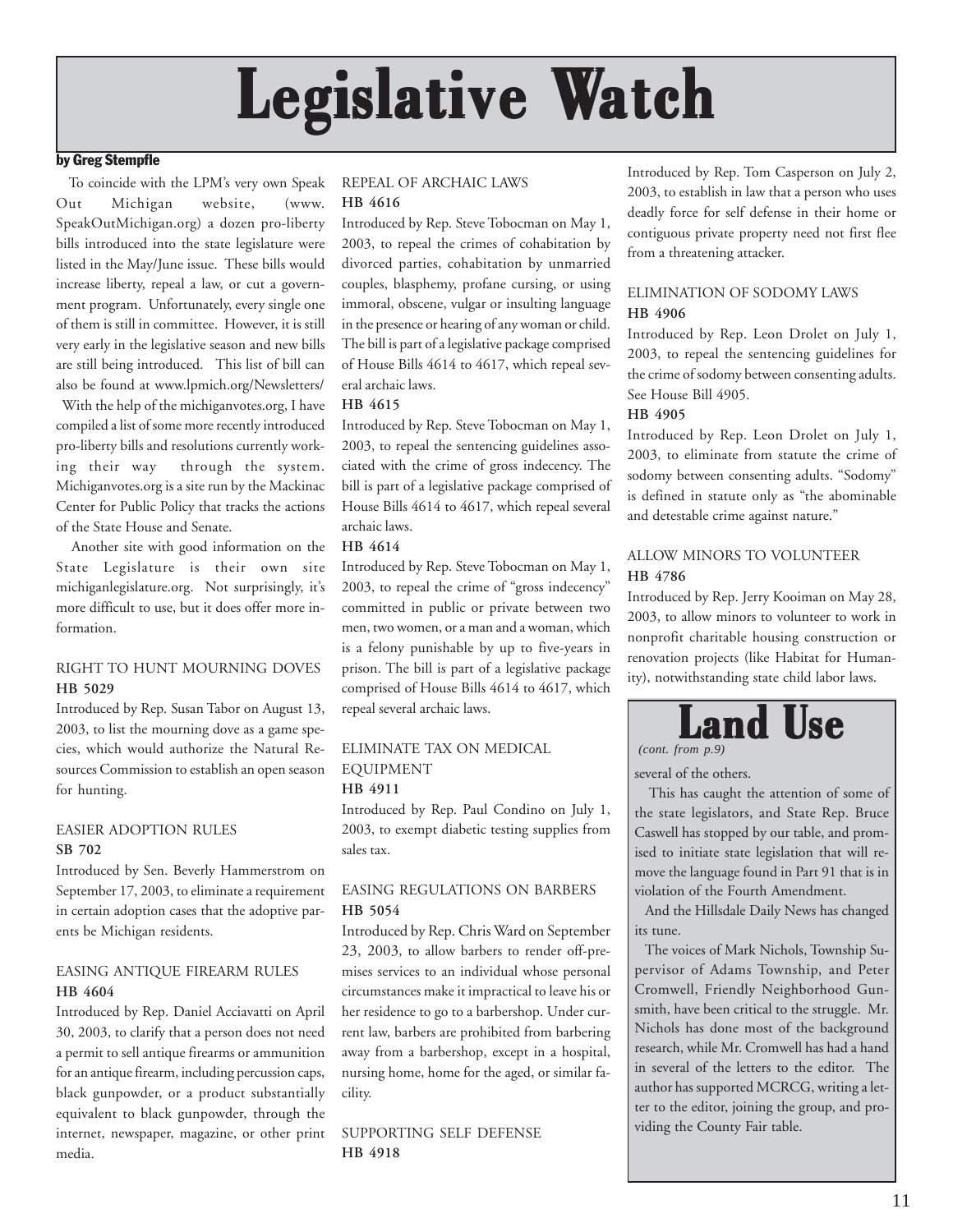# Legislative Watch

**by Greg Stempfle**

To coincide with the LPM's very own Speak Out Michigan website, (www.SpeakOutMichigan.org) a dozen pro-liberty bills introduced into the state legislature were listed in the May/June issue. These bills would increase liberty, repeal a law, or cut a government program. Unfortunately, every single one of them is still in committee. However, it is still very early in the legislative season and new bills are still being introduced. This list of bill can also be found at www.lpmich.org/Newsletters/

With the help of the michiganvotes.org, I have compiled a list of some more recently introduced pro-liberty bills and resolutions currently working their way through the system. Michiganvotes.org is a site run by the Mackinac Center for Public Policy that tracks the actions of the State House and Senate.

Another site with good information on the State Legislature is their own site michiganlegislature.org. Not surprisingly, it's more difficult to use, but it does offer more information.

### RIGHT TO HUNT MOURNING DOVES

**HB 5029**

Introduced by Rep. Susan Tabor on August 13, 2003, to list the mourning dove as a game species, which would authorize the Natural Resources Commission to establish an open season for hunting.

### EASIER ADOPTION RULES

**SB 702**

Introduced by Sen. Beverly Hammerstrom on September 17, 2003, to eliminate a requirement in certain adoption cases that the adoptive parents be Michigan residents.

### EASING ANTIQUE FIREARM RULES

**HB 4604**

Introduced by Rep. Daniel Acciavatti on April 30, 2003, to clarify that a person does not need a permit to sell antique firearms or ammunition for an antique firearm, including percussion caps, black gunpowder, or a product substantially equivalent to black gunpowder, through the internet, newspaper, magazine, or other print media.

### REPEAL OF ARCHAIC LAWS

**HB 4616**

Introduced by Rep. Steve Tobocman on May 1, 2003, to repeal the crimes of cohabitation by divorced parties, cohabitation by unmarried couples, blasphemy, profane cursing, or using immoral, obscene, vulgar or insulting language in the presence or hearing of any woman or child. The bill is part of a legislative package comprised of House Bills 4614 to 4617, which repeal several archaic laws.

**HB 4615**

Introduced by Rep. Steve Tobocman on May 1, 2003, to repeal the sentencing guidelines associated with the crime of gross indecency. The bill is part of a legislative package comprised of House Bills 4614 to 4617, which repeal several archaic laws.

**HB 4614**

Introduced by Rep. Steve Tobocman on May 1, 2003, to repeal the crime of "gross indecency" committed in public or private between two men, two women, or a man and a woman, which is a felony punishable by up to five-years in prison. The bill is part of a legislative package comprised of House Bills 4614 to 4617, which repeal several archaic laws.

### ELIMINATE TAX ON MEDICAL EQUIPMENT

**HB 4911**

Introduced by Rep. Paul Condino on July 1, 2003, to exempt diabetic testing supplies from sales tax.

### EASING REGULATIONS ON BARBERS

**HB 5054**

Introduced by Rep. Chris Ward on September 23, 2003, to allow barbers to render off-premises services to an individual whose personal circumstances make it impractical to leave his or her residence to go to a barbershop. Under current law, barbers are prohibited from barbering away from a barbershop, except in a hospital, nursing home, home for the aged, or similar facility.

### SUPPORTING SELF DEFENSE

**HB 4918**

Introduced by Rep. Tom Casperson on July 2, 2003, to establish in law that a person who uses deadly force for self defense in their home or contiguous private property need not first flee from a threatening attacker.

### ELIMINATION OF SODOMY LAWS

**HB 4906**

Introduced by Rep. Leon Drolet on July 1, 2003, to repeal the sentencing guidelines for the crime of sodomy between consenting adults. See House Bill 4905.

**HB 4905**

Introduced by Rep. Leon Drolet on July 1, 2003, to eliminate from statute the crime of sodomy between consenting adults. "Sodomy" is defined in statute only as "the abominable and detestable crime against nature."

### ALLOW MINORS TO VOLUNTEER

**HB 4786**

Introduced by Rep. Jerry Kooiman on May 28, 2003, to allow minors to volunteer to work in nonprofit charitable housing construction or renovation projects (like Habitat for Humanity), notwithstanding state child labor laws.

## Land Use

*(cont. from p.9)*

several of the others.

This has caught the attention of some of the state legislators, and State Rep. Bruce Caswell has stopped by our table, and promised to initiate state legislation that will remove the language found in Part 91 that is in violation of the Fourth Amendment.

And the Hillsdale Daily News has changed its tune.

The voices of Mark Nichols, Township Supervisor of Adams Township, and Peter Cromwell, Friendly Neighborhood Gunsmith, have been critical to the struggle. Mr. Nichols has done most of the background research, while Mr. Cromwell has had a hand in several of the letters to the editor. The author has supported MCRCG, writing a letter to the editor, joining the group, and providing the County Fair table.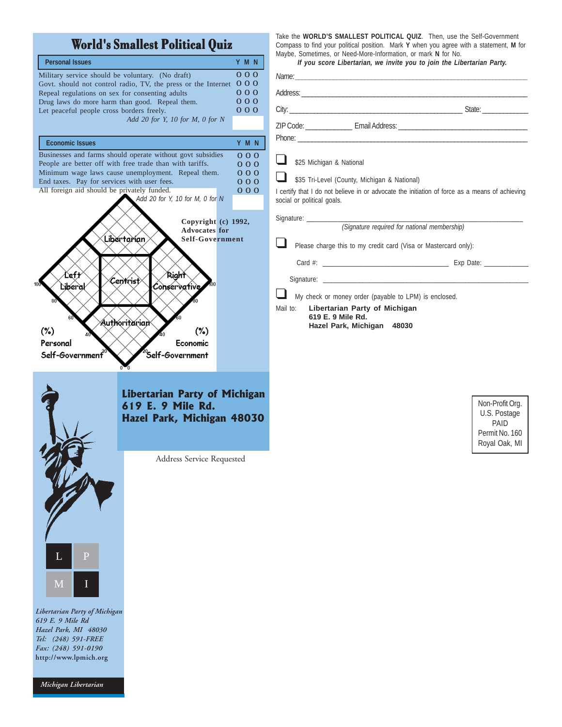# World's Smallest Political Quiz

| Personal Issues | Y M N |
|---|---|
| Military service should be voluntary. (No draft) | O O O |
| Govt. should not control radio, TV, the press or the Internet | O O O |
| Repeal regulations on sex for consenting adults | O O O |
| Drug laws do more harm than good. Repeal them. | O O O |
| Let peaceful people cross borders freely. | O O O |
| *Add 20 for Y, 10 for M, 0 for N* | |

| Economic Issues | Y M N |
|---|---|
| Businesses and farms should operate without govt subsidies | O O O |
| People are better off with free trade than with tariffs. | O O O |
| Minimum wage laws cause unemployment. Repeal them. | O O O |
| End taxes. Pay for services with user fees. | O O O |
| All foreign aid should be privately funded. | O O O |
| *Add 20 for Y, 10 for M, 0 for N* | |

Copyright (c) 1992, Advocates for Self-Government

Libertarian

Left Liberal

Centrist

Right Conservative

Authoritarian

100
80
60
40
20
0

(%) Personal Self-Government

(%) Economic Self-Government

Take the **WORLD'S SMALLEST POLITICAL QUIZ**. Then, use the Self-Government Compass to find your political position. Mark **Y** when you agree with a statement, **M** for Maybe, Sometimes, or Need-More-Information, or mark **N** for No.

***If you score Libertarian, we invite you to join the Libertarian Party.***

Name: ______________________________

Address: ______________________________

City: ______________________ State: __________

ZIP Code: __________ Email Address: ______________________

Phone: ______________________________

❑ $25 Michigan & National

❑ $35 Tri-Level (County, Michigan & National)

I certify that I do not believe in or advocate the initiation of force as a means of achieving social or political goals.

Signature: ______________________________

*(Signature required for national membership)*

❑ Please charge this to my credit card (Visa or Mastercard only):

Card #: ______________________ Exp Date: __________

Signature: ______________________________

❑ My check or money order (payable to LPM) is enclosed.

Mail to: **Libertarian Party of Michigan**
**619 E. 9 Mile Rd.**
**Hazel Park, Michigan 48030**

**Libertarian Party of Michigan**
**619 E. 9 Mile Rd.**
**Hazel Park, Michigan 48030**

Address Service Requested

Non-Profit Org.
U.S. Postage
PAID
Permit No. 160
Royal Oak, MI

L P
M I

*Libertarian Party of Michigan*
*619 E. 9 Mile Rd*
*Hazel Park, MI 48030*
*Tel: (248) 591-FREE*
*Fax: (248) 591-0190*
http://www.lpmich.org

*Michigan Libertarian*